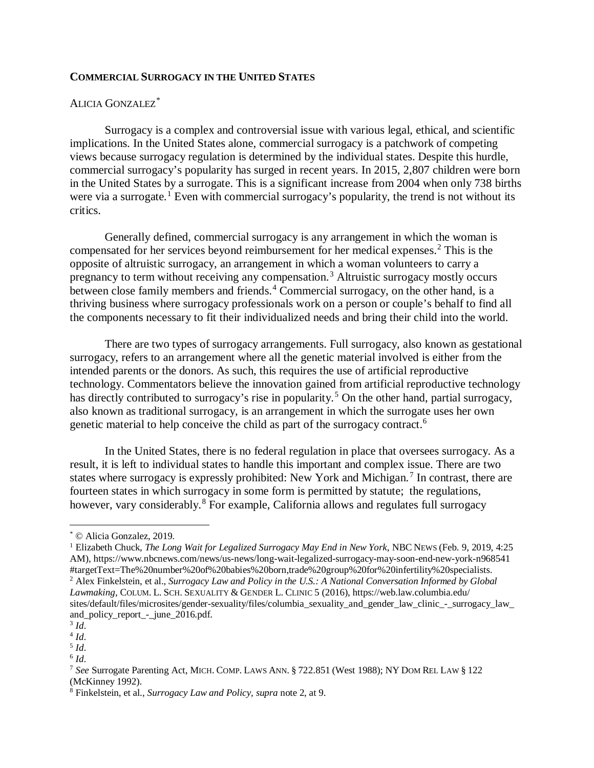**COMMERCIAL SURROGACY IN THE UNITED STATES**

ALICIA GONZALEZ[*]

Surrogacy is a complex and controversial issue with various legal, ethical, and scientific implications. In the United States alone, commercial surrogacy is a patchwork of competing views because surrogacy regulation is determined by the individual states. Despite this hurdle, commercial surrogacy's popularity has surged in recent years. In 2015, 2,807 children were born in the United States by a surrogate. This is a significant increase from 2004 when only 738 births were via a surrogate.[1] Even with commercial surrogacy's popularity, the trend is not without its critics.

Generally defined, commercial surrogacy is any arrangement in which the woman is compensated for her services beyond reimbursement for her medical expenses.[2] This is the opposite of altruistic surrogacy, an arrangement in which a woman volunteers to carry a pregnancy to term without receiving any compensation.[3] Altruistic surrogacy mostly occurs between close family members and friends.[4] Commercial surrogacy, on the other hand, is a thriving business where surrogacy professionals work on a person or couple's behalf to find all the components necessary to fit their individualized needs and bring their child into the world.

There are two types of surrogacy arrangements. Full surrogacy, also known as gestational surrogacy, refers to an arrangement where all the genetic material involved is either from the intended parents or the donors. As such, this requires the use of artificial reproductive technology. Commentators believe the innovation gained from artificial reproductive technology has directly contributed to surrogacy's rise in popularity.[5] On the other hand, partial surrogacy, also known as traditional surrogacy, is an arrangement in which the surrogate uses her own genetic material to help conceive the child as part of the surrogacy contract.[6]

In the United States, there is no federal regulation in place that oversees surrogacy. As a result, it is left to individual states to handle this important and complex issue. There are two states where surrogacy is expressly prohibited: New York and Michigan.[7] In contrast, there are fourteen states in which surrogacy in some form is permitted by statute; the regulations, however, vary considerably.[8] For example, California allows and regulates full surrogacy

---

[*] © Alicia Gonzalez, 2019.

[1] Elizabeth Chuck, *The Long Wait for Legalized Surrogacy May End in New York*, NBC NEWS (Feb. 9, 2019, 4:25 AM), https://www.nbcnews.com/news/us-news/long-wait-legalized-surrogacy-may-soon-end-new-york-n968541#targetText=The%20number%20of%20babies%20born,trade%20group%20for%20infertility%20specialists.

[2] Alex Finkelstein, et al., *Surrogacy Law and Policy in the U.S.: A National Conversation Informed by Global Lawmaking*, COLUM. L. SCH. SEXUALITY & GENDER L. CLINIC 5 (2016), https://web.law.columbia.edu/sites/default/files/microsites/gender-sexuality/files/columbia_sexuality_and_gender_law_clinic_-_surrogacy_law_and_policy_report_-_june_2016.pdf.

[3] *Id*.

[4] *Id*.

[5] *Id*.

[6] *Id*.

[7] *See* Surrogate Parenting Act, MICH. COMP. LAWS ANN. § 722.851 (West 1988); NY DOM REL LAW § 122 (McKinney 1992).

[8] Finkelstein, et al., *Surrogacy Law and Policy*, *supra* note 2, at 9.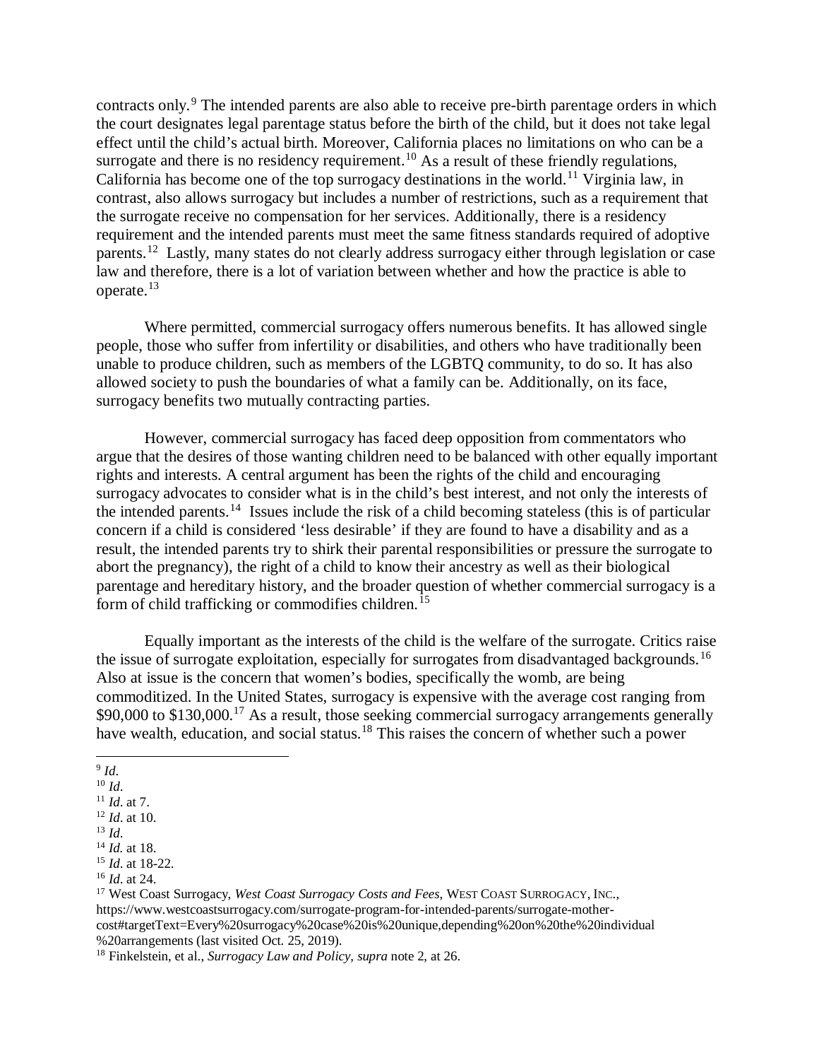contracts only.[9] The intended parents are also able to receive pre-birth parentage orders in which the court designates legal parentage status before the birth of the child, but it does not take legal effect until the child's actual birth. Moreover, California places no limitations on who can be a surrogate and there is no residency requirement.[10] As a result of these friendly regulations, California has become one of the top surrogacy destinations in the world.[11] Virginia law, in contrast, also allows surrogacy but includes a number of restrictions, such as a requirement that the surrogate receive no compensation for her services. Additionally, there is a residency requirement and the intended parents must meet the same fitness standards required of adoptive parents.[12] Lastly, many states do not clearly address surrogacy either through legislation or case law and therefore, there is a lot of variation between whether and how the practice is able to operate.[13]

Where permitted, commercial surrogacy offers numerous benefits. It has allowed single people, those who suffer from infertility or disabilities, and others who have traditionally been unable to produce children, such as members of the LGBTQ community, to do so. It has also allowed society to push the boundaries of what a family can be. Additionally, on its face, surrogacy benefits two mutually contracting parties.

However, commercial surrogacy has faced deep opposition from commentators who argue that the desires of those wanting children need to be balanced with other equally important rights and interests. A central argument has been the rights of the child and encouraging surrogacy advocates to consider what is in the child's best interest, and not only the interests of the intended parents.[14] Issues include the risk of a child becoming stateless (this is of particular concern if a child is considered 'less desirable' if they are found to have a disability and as a result, the intended parents try to shirk their parental responsibilities or pressure the surrogate to abort the pregnancy), the right of a child to know their ancestry as well as their biological parentage and hereditary history, and the broader question of whether commercial surrogacy is a form of child trafficking or commodifies children.[15]

Equally important as the interests of the child is the welfare of the surrogate. Critics raise the issue of surrogate exploitation, especially for surrogates from disadvantaged backgrounds.[16] Also at issue is the concern that women's bodies, specifically the womb, are being commoditized. In the United States, surrogacy is expensive with the average cost ranging from \$90,000 to \$130,000.[17] As a result, those seeking commercial surrogacy arrangements generally have wealth, education, and social status.[18] This raises the concern of whether such a power

---

[9] *Id.*
[10] *Id.*
[11] *Id.* at 7.
[12] *Id.* at 10.
[13] *Id.*
[14] *Id.* at 18.
[15] *Id.* at 18-22.
[16] *Id.* at 24.
[17] West Coast Surrogacy, *West Coast Surrogacy Costs and Fees*, WEST COAST SURROGACY, INC., https://www.westcoastsurrogacy.com/surrogate-program-for-intended-parents/surrogate-mother-cost#targetText=Every%20surrogacy%20case%20is%20unique,depending%20on%20the%20individual%20arrangements (last visited Oct. 25, 2019).
[18] Finkelstein, et al., *Surrogacy Law and Policy*, *supra* note 2, at 26.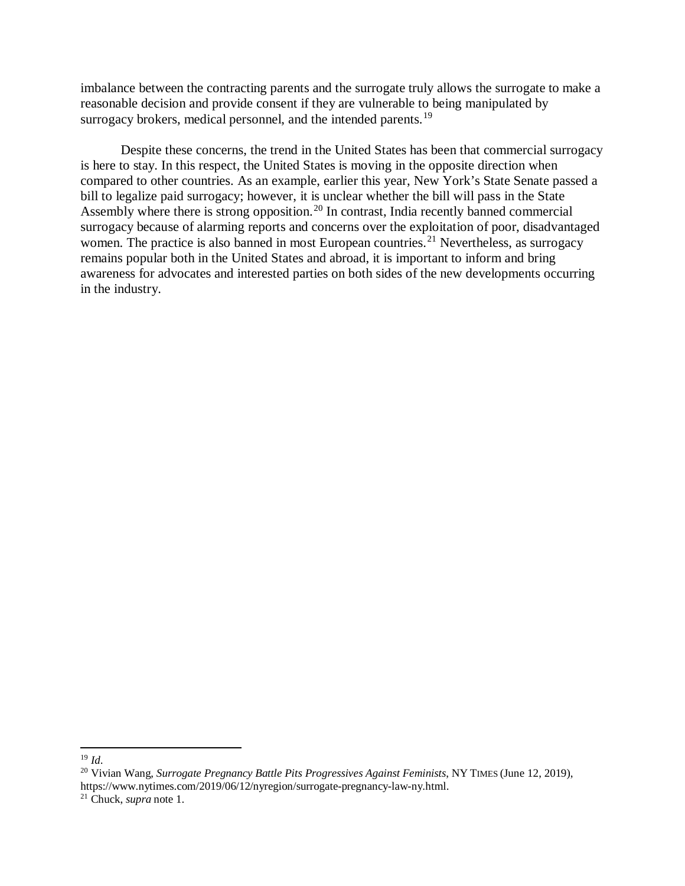imbalance between the contracting parents and the surrogate truly allows the surrogate to make a reasonable decision and provide consent if they are vulnerable to being manipulated by surrogacy brokers, medical personnel, and the intended parents.[19]

Despite these concerns, the trend in the United States has been that commercial surrogacy is here to stay. In this respect, the United States is moving in the opposite direction when compared to other countries. As an example, earlier this year, New York's State Senate passed a bill to legalize paid surrogacy; however, it is unclear whether the bill will pass in the State Assembly where there is strong opposition.[20] In contrast, India recently banned commercial surrogacy because of alarming reports and concerns over the exploitation of poor, disadvantaged women. The practice is also banned in most European countries.[21] Nevertheless, as surrogacy remains popular both in the United States and abroad, it is important to inform and bring awareness for advocates and interested parties on both sides of the new developments occurring in the industry.

---

[19] *Id*.

[20] Vivian Wang, *Surrogate Pregnancy Battle Pits Progressives Against Feminists*, NY TIMES (June 12, 2019), https://www.nytimes.com/2019/06/12/nyregion/surrogate-pregnancy-law-ny.html.

[21] Chuck, *supra* note 1.